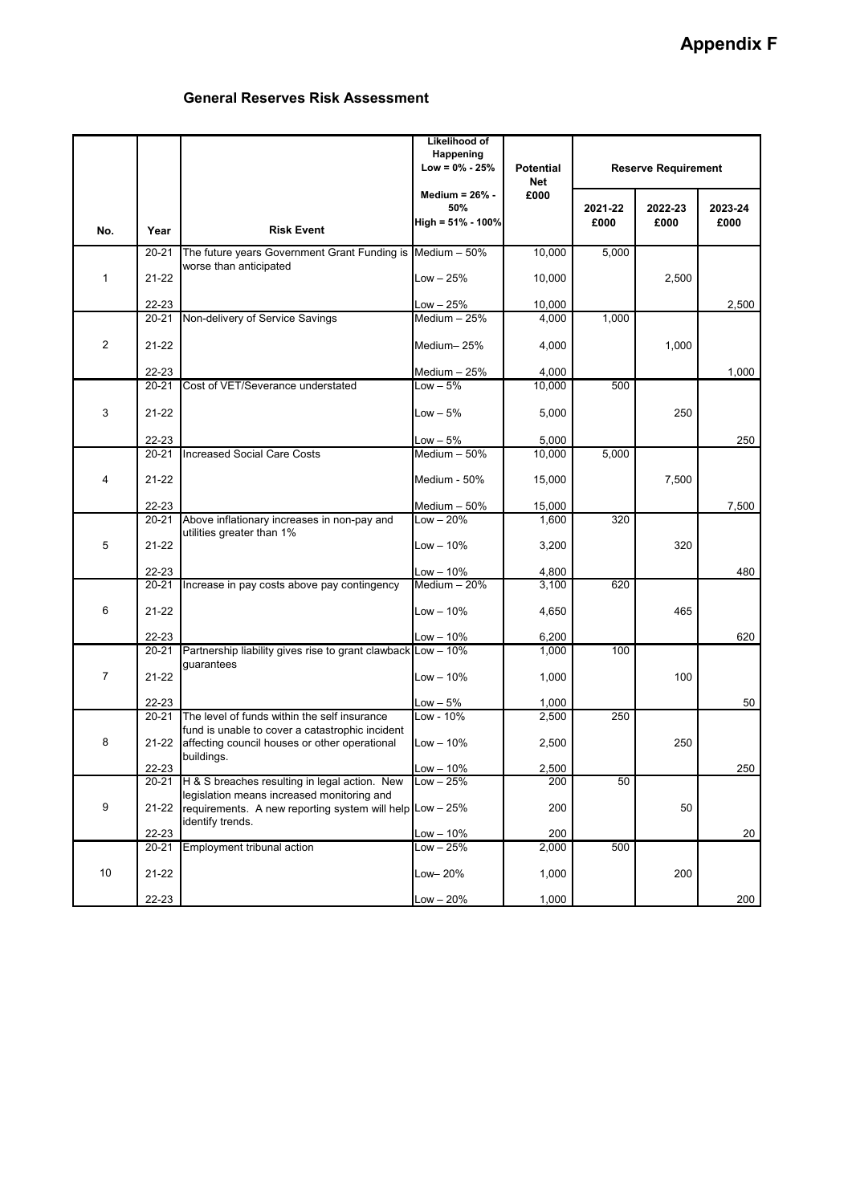# Appendix F

## General Reserves Risk Assessment

| No. | Year | Risk Event | Likelihood of Happening Low = 0% - 25% Medium = 26% - 50% High = 51% - 100% | Potential Net £000 | Reserve Requirement 2021-22 £000 | 2022-23 £000 | 2023-24 £000 |
|---|---|---|---|---|---|---|---|
| 1 | 20-21 | The future years Government Grant Funding is worse than anticipated | Medium – 50% | 10,000 | 5,000 | | |
| | 21-22 | | Low – 25% | 10,000 | | 2,500 | |
| | 22-23 | | Low – 25% | 10,000 | | | 2,500 |
| 2 | 20-21 | Non-delivery of Service Savings | Medium – 25% | 4,000 | 1,000 | | |
| | 21-22 | | Medium– 25% | 4,000 | | 1,000 | |
| | 22-23 | | Medium – 25% | 4,000 | | | 1,000 |
| 3 | 20-21 | Cost of VET/Severance understated | Low – 5% | 10,000 | 500 | | |
| | 21-22 | | Low – 5% | 5,000 | | 250 | |
| | 22-23 | | Low – 5% | 5,000 | | | 250 |
| 4 | 20-21 | Increased Social Care Costs | Medium – 50% | 10,000 | 5,000 | | |
| | 21-22 | | Medium - 50% | 15,000 | | 7,500 | |
| | 22-23 | | Medium – 50% | 15,000 | | | 7,500 |
| 5 | 20-21 | Above inflationary increases in non-pay and utilities greater than 1% | Low – 20% | 1,600 | 320 | | |
| | 21-22 | | Low – 10% | 3,200 | | 320 | |
| | 22-23 | | Low – 10% | 4,800 | | | 480 |
| 6 | 20-21 | Increase in pay costs above pay contingency | Medium – 20% | 3,100 | 620 | | |
| | 21-22 | | Low – 10% | 4,650 | | 465 | |
| | 22-23 | | Low – 10% | 6,200 | | | 620 |
| 7 | 20-21 | Partnership liability gives rise to grant clawback guarantees | Low – 10% | 1,000 | 100 | | |
| | 21-22 | | Low – 10% | 1,000 | | 100 | |
| | 22-23 | | Low – 5% | 1,000 | | | 50 |
| 8 | 20-21 | The level of funds within the self insurance fund is unable to cover a catastrophic incident affecting council houses or other operational buildings. | Low - 10% | 2,500 | 250 | | |
| | 21-22 | | Low – 10% | 2,500 | | 250 | |
| | 22-23 | | Low – 10% | 2,500 | | | 250 |
| 9 | 20-21 | H & S breaches resulting in legal action. New legislation means increased monitoring and requirements. A new reporting system will help identify trends. | Low – 25% | 200 | 50 | | |
| | 21-22 | | Low – 25% | 200 | | 50 | |
| | 22-23 | | Low – 10% | 200 | | | 20 |
| 10 | 20-21 | Employment tribunal action | Low – 25% | 2,000 | 500 | | |
| | 21-22 | | Low– 20% | 1,000 | | 200 | |
| | 22-23 | | Low – 20% | 1,000 | | | 200 |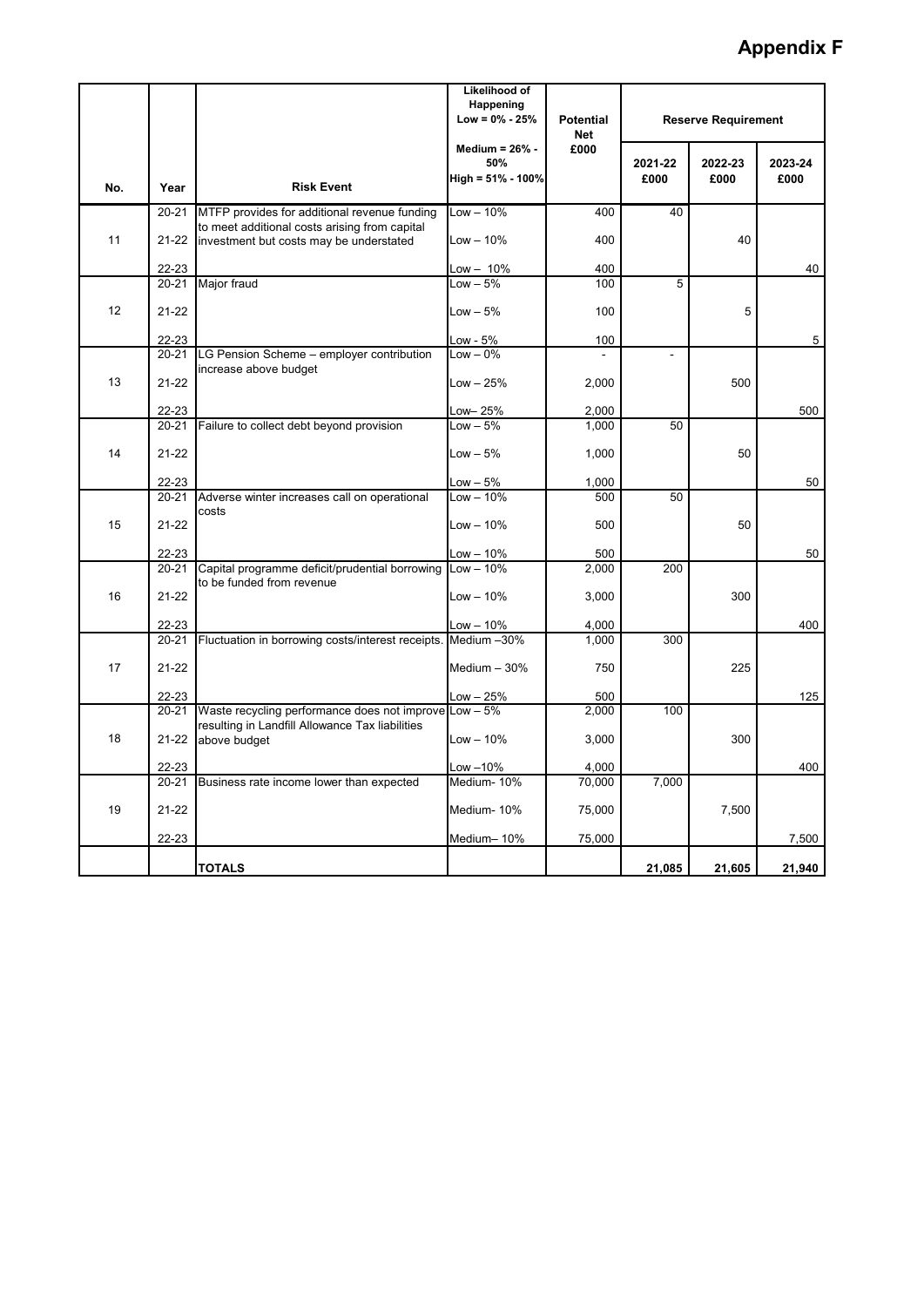# Appendix F

| No. | Year | Risk Event | Likelihood of Happening Low = 0% - 25% Medium = 26% - 50% High = 51% - 100% | Potential Net £000 | Reserve Requirement | | |
|---|---|---|---|---|---|---|---|
| | | | | | 2021-22 £000 | 2022-23 £000 | 2023-24 £000 |
| 11 | 20-21 | MTFP provides for additional revenue funding to meet additional costs arising from capital investment but costs may be understated | Low – 10% | 400 | 40 | | |
| | 21-22 | | Low – 10% | 400 | | 40 | |
| | 22-23 | | Low – 10% | 400 | | | 40 |
| 12 | 20-21 | Major fraud | Low – 5% | 100 | 5 | | |
| | 21-22 | | Low – 5% | 100 | | 5 | |
| | 22-23 | | Low - 5% | 100 | | | 5 |
| 13 | 20-21 | LG Pension Scheme – employer contribution increase above budget | Low – 0% | - | - | | |
| | 21-22 | | Low – 25% | 2,000 | | 500 | |
| | 22-23 | | Low– 25% | 2,000 | | | 500 |
| 14 | 20-21 | Failure to collect debt beyond provision | Low – 5% | 1,000 | 50 | | |
| | 21-22 | | Low – 5% | 1,000 | | 50 | |
| | 22-23 | | Low – 5% | 1,000 | | | 50 |
| 15 | 20-21 | Adverse winter increases call on operational costs | Low – 10% | 500 | 50 | | |
| | 21-22 | | Low – 10% | 500 | | 50 | |
| | 22-23 | | Low – 10% | 500 | | | 50 |
| 16 | 20-21 | Capital programme deficit/prudential borrowing to be funded from revenue | Low – 10% | 2,000 | 200 | | |
| | 21-22 | | Low – 10% | 3,000 | | 300 | |
| | 22-23 | | Low – 10% | 4,000 | | | 400 |
| 17 | 20-21 | Fluctuation in borrowing costs/interest receipts. | Medium –30% | 1,000 | 300 | | |
| | 21-22 | | Medium – 30% | 750 | | 225 | |
| | 22-23 | | Low – 25% | 500 | | | 125 |
| 18 | 20-21 | Waste recycling performance does not improve resulting in Landfill Allowance Tax liabilities above budget | Low – 5% | 2,000 | 100 | | |
| | 21-22 | | Low – 10% | 3,000 | | 300 | |
| | 22-23 | | Low –10% | 4,000 | | | 400 |
| 19 | 20-21 | Business rate income lower than expected | Medium- 10% | 70,000 | 7,000 | | |
| | 21-22 | | Medium- 10% | 75,000 | | 7,500 | |
| | 22-23 | | Medium– 10% | 75,000 | | | 7,500 |
| | | **TOTALS** | | | **21,085** | **21,605** | **21,940** |